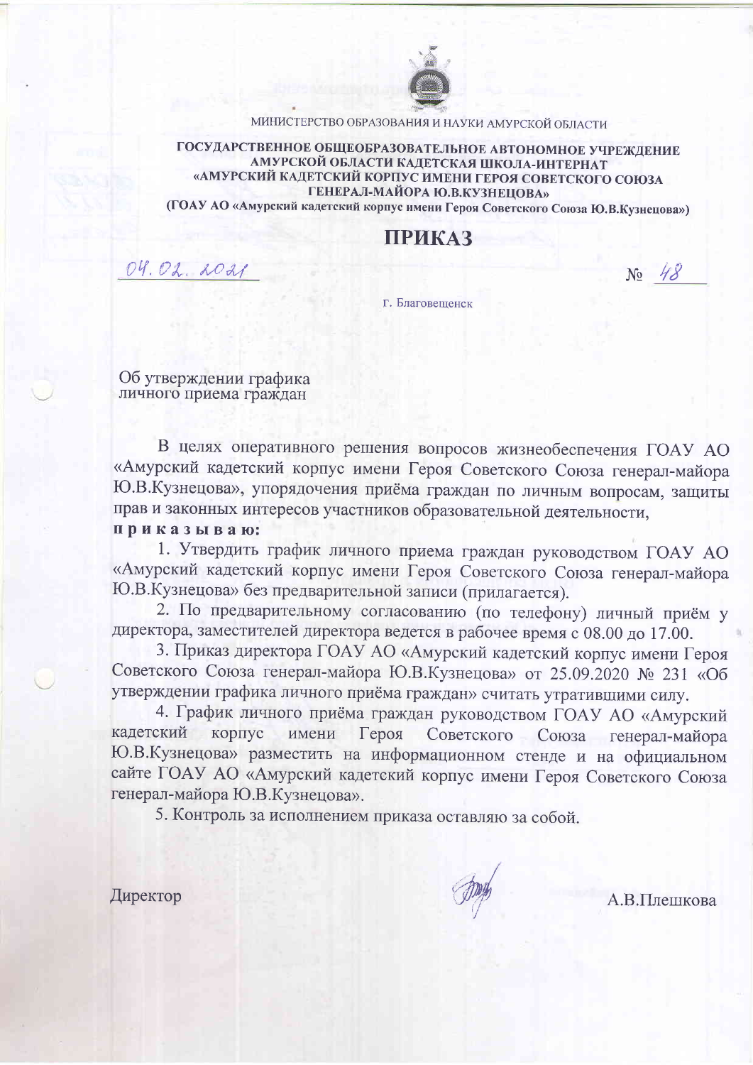МИНИСТЕРСТВО ОБРАЗОВАНИЯ И НАУКИ АМУРСКОЙ ОБЛАСТИ

**ГОСУДАРСТВЕННОЕ ОБЩЕОБРАЗОВАТЕЛЬНОЕ АВТОНОМНОЕ УЧРЕЖДЕНИЕ АМУРСКОЙ ОБЛАСТИ КАДЕТСКАЯ ШКОЛА-ИНТЕРНАТ «АМУРСКИЙ КАДЕТСКИЙ КОРПУС ИМЕНИ ГЕРОЯ СОВЕТСКОГО СОЮЗА ГЕНЕРАЛ-МАЙОРА Ю.В.КУЗНЕЦОВА»**

**(ГОАУ АО «Амурский кадетский корпус имени Героя Советского Союза Ю.В.Кузнецова»)**

# ПРИКАЗ

04.02.2021 № 48

г. Благовещенск

Об утверждении графика личного приема граждан

В целях оперативного решения вопросов жизнеобеспечения ГОАУ АО «Амурский кадетский корпус имени Героя Советского Союза генерал-майора Ю.В.Кузнецова», упорядочения приёма граждан по личным вопросам, защиты прав и законных интересов участников образовательной деятельности,

**п р и к а з ы в а ю:**

1. Утвердить график личного приема граждан руководством ГОАУ АО «Амурский кадетский корпус имени Героя Советского Союза генерал-майора Ю.В.Кузнецова» без предварительной записи (прилагается).
2. По предварительному согласованию (по телефону) личный приём у директора, заместителей директора ведется в рабочее время с 08.00 до 17.00.
3. Приказ директора ГОАУ АО «Амурский кадетский корпус имени Героя Советского Союза генерал-майора Ю.В.Кузнецова» от 25.09.2020 № 231 «Об утверждении графика личного приёма граждан» считать утратившими силу.
4. График личного приёма граждан руководством ГОАУ АО «Амурский кадетский корпус имени Героя Советского Союза генерал-майора Ю.В.Кузнецова» разместить на информационном стенде и на официальном сайте ГОАУ АО «Амурский кадетский корпус имени Героя Советского Союза генерал-майора Ю.В.Кузнецова».
5. Контроль за исполнением приказа оставляю за собой.

Директор А.В.Плешкова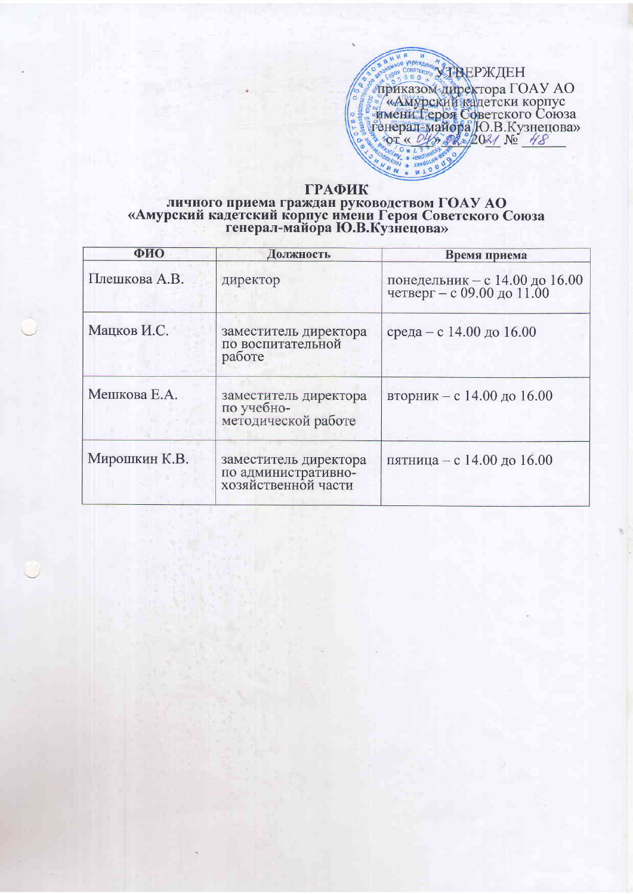УТВЕРЖДЕН
приказом директора ГОАУ АО
«Амурский кадетски корпус
имени Героя Советского Союза
генерал-майора Ю.В.Кузнецова»
от « 04 » 02 2021 № 48

## ГРАФИК
**личного приема граждан руководством ГОАУ АО «Амурский кадетский корпус имени Героя Советского Союза генерал-майора Ю.В.Кузнецова»**

| ФИО | Должность | Время приема |
|---|---|---|
| Плешкова А.В. | директор | понедельник – с 14.00 до 16.00<br>четверг – с 09.00 до 11.00 |
| Мацков И.С. | заместитель директора по воспитательной работе | среда – с 14.00 до 16.00 |
| Мешкова Е.А. | заместитель директора по учебно-методической работе | вторник – с 14.00 до 16.00 |
| Мирошкин К.В. | заместитель директора по административно-хозяйственной части | пятница – с 14.00 до 16.00 |